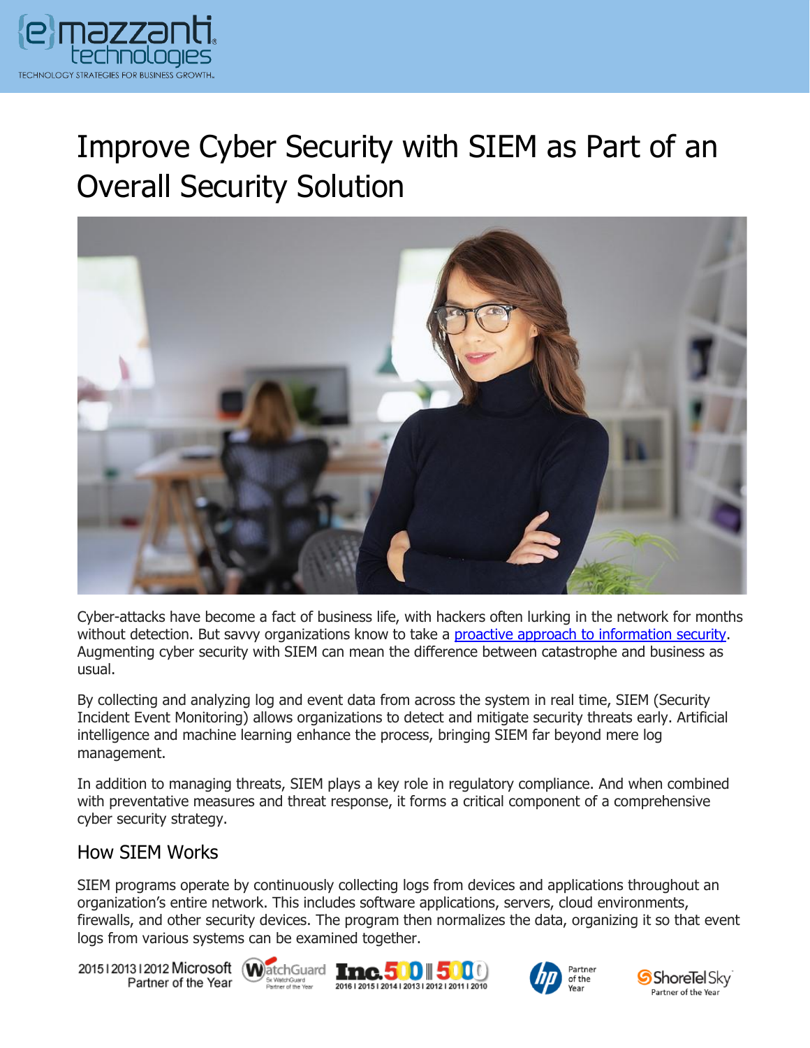# Improve Cyber Security with SIEM as Part of an Overall Security Solution

Cyber-attacks have become a fact of business life, with hackers often lurking in the network for months without detection. But savvy organizations know to take a proactive approach to information security. Augmenting cyber security with SIEM can mean the difference between catastrophe and business as usual.

By collecting and analyzing log and event data from across the system in real time, SIEM (Security Incident Event Monitoring) allows organizations to detect and mitigate security threats early. Artificial intelligence and machine learning enhance the process, bringing SIEM far beyond mere log management.

In addition to managing threats, SIEM plays a key role in regulatory compliance. And when combined with preventative measures and threat response, it forms a critical component of a comprehensive cyber security strategy.

## How SIEM Works

SIEM programs operate by continuously collecting logs from devices and applications throughout an organization's entire network. This includes software applications, servers, cloud environments, firewalls, and other security devices. The program then normalizes the data, organizing it so that event logs from various systems can be examined together.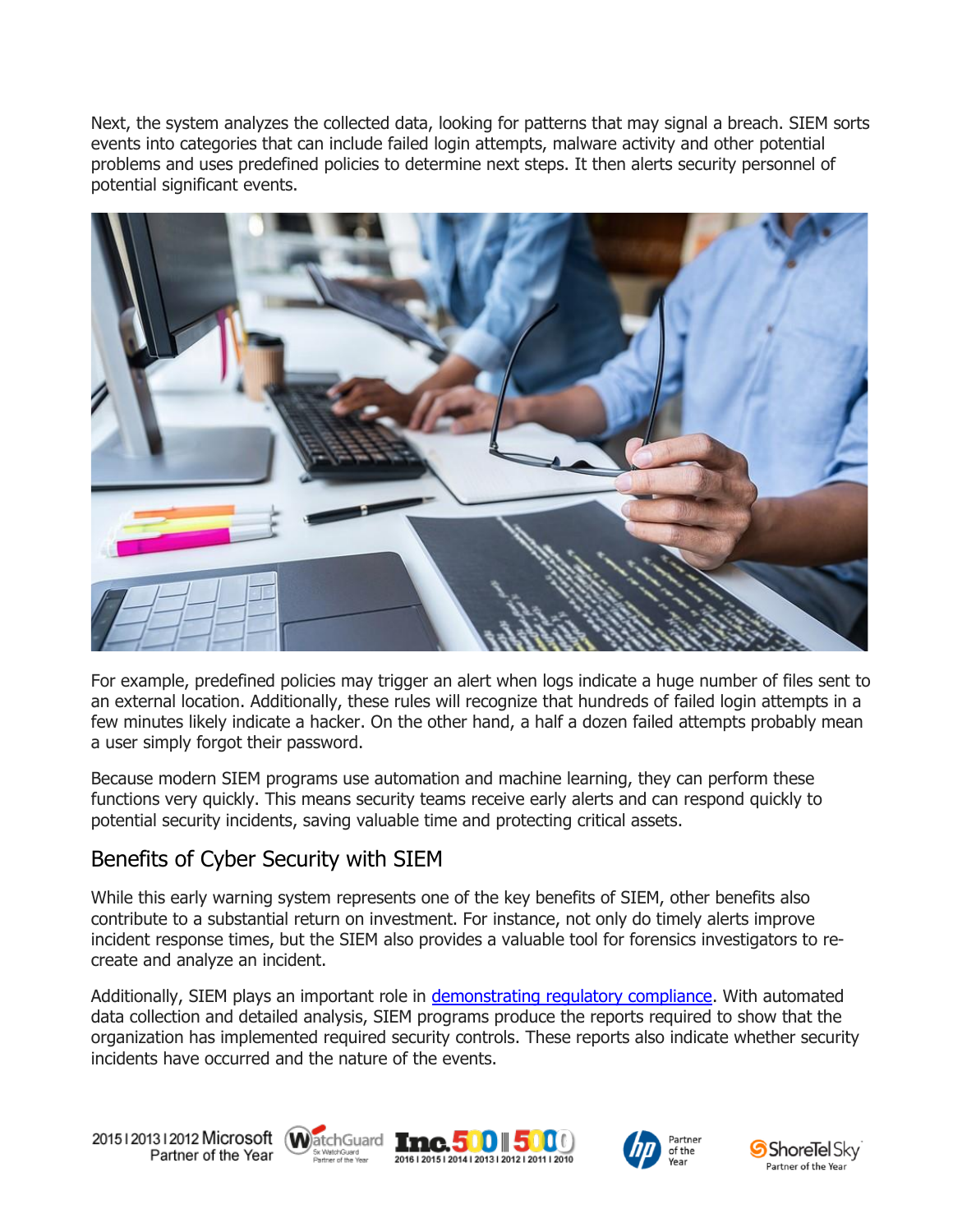Next, the system analyzes the collected data, looking for patterns that may signal a breach. SIEM sorts events into categories that can include failed login attempts, malware activity and other potential problems and uses predefined policies to determine next steps. It then alerts security personnel of potential significant events.

For example, predefined policies may trigger an alert when logs indicate a huge number of files sent to an external location. Additionally, these rules will recognize that hundreds of failed login attempts in a few minutes likely indicate a hacker. On the other hand, a half a dozen failed attempts probably mean a user simply forgot their password.

Because modern SIEM programs use automation and machine learning, they can perform these functions very quickly. This means security teams receive early alerts and can respond quickly to potential security incidents, saving valuable time and protecting critical assets.

## Benefits of Cyber Security with SIEM

While this early warning system represents one of the key benefits of SIEM, other benefits also contribute to a substantial return on investment. For instance, not only do timely alerts improve incident response times, but the SIEM also provides a valuable tool for forensics investigators to re-create and analyze an incident.

Additionally, SIEM plays an important role in demonstrating regulatory compliance. With automated data collection and detailed analysis, SIEM programs produce the reports required to show that the organization has implemented required security controls. These reports also indicate whether security incidents have occurred and the nature of the events.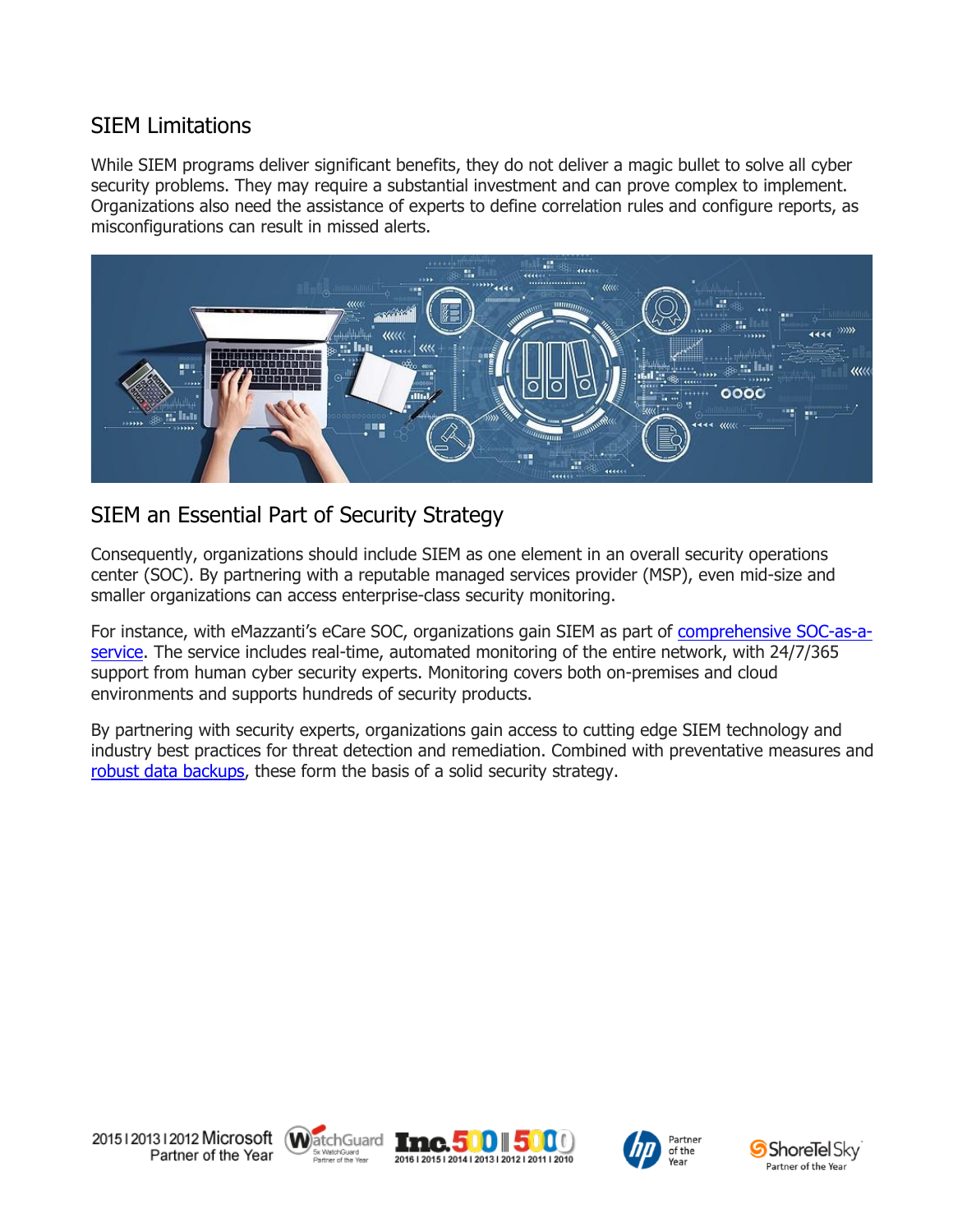## SIEM Limitations

While SIEM programs deliver significant benefits, they do not deliver a magic bullet to solve all cyber security problems. They may require a substantial investment and can prove complex to implement. Organizations also need the assistance of experts to define correlation rules and configure reports, as misconfigurations can result in missed alerts.

## SIEM an Essential Part of Security Strategy

Consequently, organizations should include SIEM as one element in an overall security operations center (SOC). By partnering with a reputable managed services provider (MSP), even mid-size and smaller organizations can access enterprise-class security monitoring.

For instance, with eMazzanti's eCare SOC, organizations gain SIEM as part of [comprehensive SOC-as-a-service](). The service includes real-time, automated monitoring of the entire network, with 24/7/365 support from human cyber security experts. Monitoring covers both on-premises and cloud environments and supports hundreds of security products.

By partnering with security experts, organizations gain access to cutting edge SIEM technology and industry best practices for threat detection and remediation. Combined with preventative measures and [robust data backups](), these form the basis of a solid security strategy.

2015 | 2013 | 2012 Microsoft Partner of the Year

WatchGuard 5x WatchGuard Partner of the Year

Inc. 500 | 5000 2016 | 2015 | 2014 | 2013 | 2012 | 2011 | 2010

hp Partner of the Year

ShoreTel Sky Partner of the Year